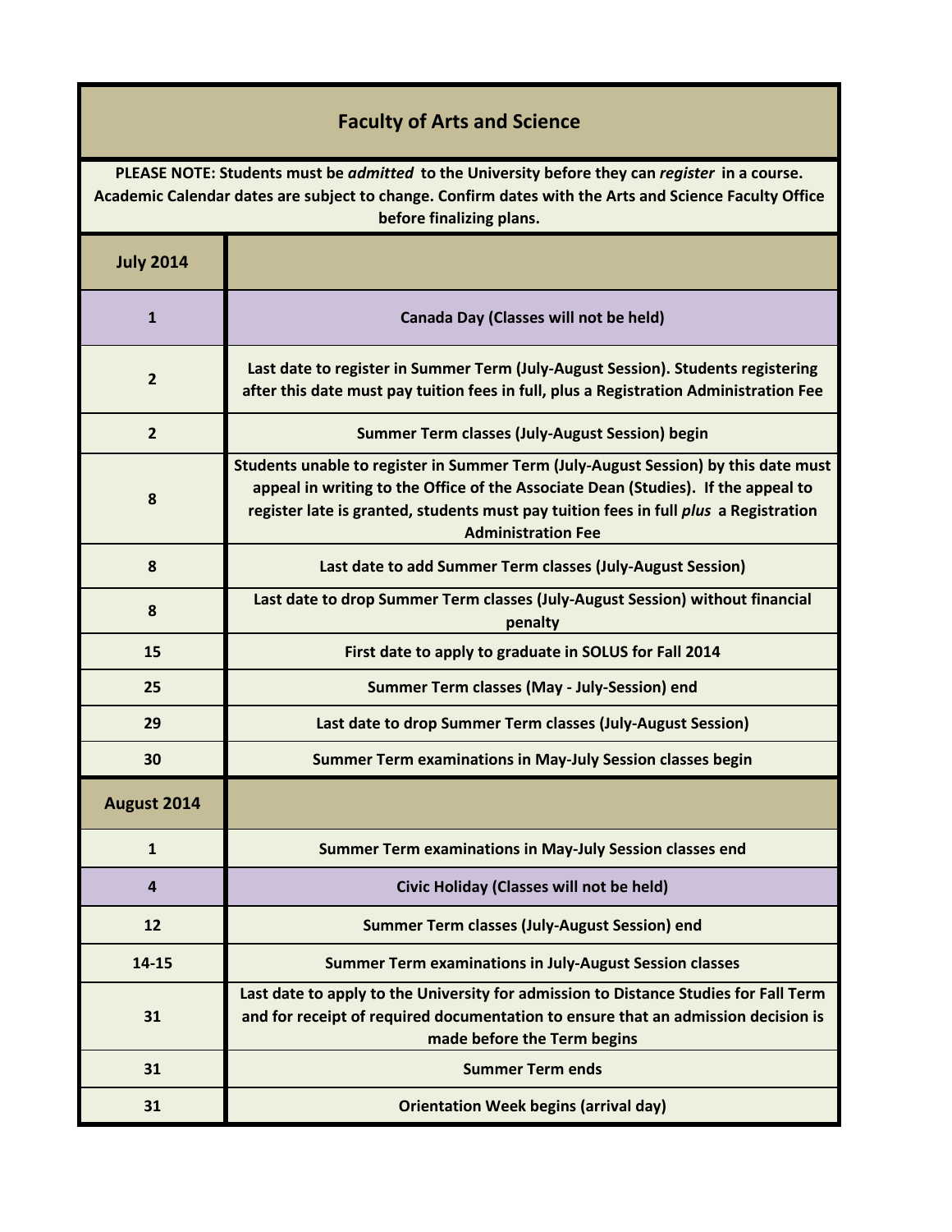# Faculty of Arts and Science

**PLEASE NOTE: Students must be *admitted* to the University before they can *register* in a course. Academic Calendar dates are subject to change. Confirm dates with the Arts and Science Faculty Office before finalizing plans.**

| July 2014 | |
|---|---|
| 1 | Canada Day (Classes will not be held) |
| 2 | Last date to register in Summer Term (July-August Session). Students registering after this date must pay tuition fees in full, plus a Registration Administration Fee |
| 2 | Summer Term classes (July-August Session) begin |
| 8 | Students unable to register in Summer Term (July-August Session) by this date must appeal in writing to the Office of the Associate Dean (Studies). If the appeal to register late is granted, students must pay tuition fees in full *plus* a Registration Administration Fee |
| 8 | Last date to add Summer Term classes (July-August Session) |
| 8 | Last date to drop Summer Term classes (July-August Session) without financial penalty |
| 15 | First date to apply to graduate in SOLUS for Fall 2014 |
| 25 | Summer Term classes (May - July-Session) end |
| 29 | Last date to drop Summer Term classes (July-August Session) |
| 30 | Summer Term examinations in May-July Session classes begin |
| **August 2014** | |
| 1 | Summer Term examinations in May-July Session classes end |
| 4 | Civic Holiday (Classes will not be held) |
| 12 | Summer Term classes (July-August Session) end |
| 14-15 | Summer Term examinations in July-August Session classes |
| 31 | Last date to apply to the University for admission to Distance Studies for Fall Term and for receipt of required documentation to ensure that an admission decision is made before the Term begins |
| 31 | Summer Term ends |
| 31 | Orientation Week begins (arrival day) |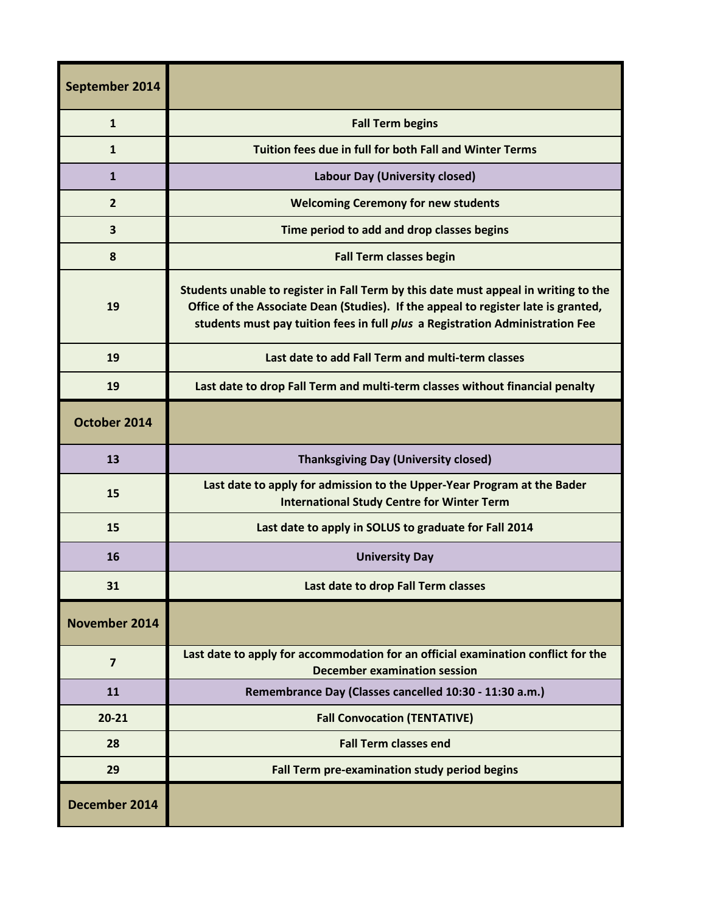| September 2014 | |
| --- | --- |
| **1** | **Fall Term begins** |
| **1** | **Tuition fees due in full for both Fall and Winter Terms** |
| **1** | **Labour Day (University closed)** |
| **2** | **Welcoming Ceremony for new students** |
| **3** | **Time period to add and drop classes begins** |
| **8** | **Fall Term classes begin** |
| **19** | **Students unable to register in Fall Term by this date must appeal in writing to the Office of the Associate Dean (Studies). If the appeal to register late is granted, students must pay tuition fees in full *plus* a Registration Administration Fee** |
| **19** | **Last date to add Fall Term and multi-term classes** |
| **19** | **Last date to drop Fall Term and multi-term classes without financial penalty** |
| **October 2014** | |
| **13** | **Thanksgiving Day (University closed)** |
| **15** | **Last date to apply for admission to the Upper-Year Program at the Bader International Study Centre for Winter Term** |
| **15** | **Last date to apply in SOLUS to graduate for Fall 2014** |
| **16** | **University Day** |
| **31** | **Last date to drop Fall Term classes** |
| **November 2014** | |
| **7** | **Last date to apply for accommodation for an official examination conflict for the December examination session** |
| **11** | **Remembrance Day (Classes cancelled 10:30 - 11:30 a.m.)** |
| **20-21** | **Fall Convocation (TENTATIVE)** |
| **28** | **Fall Term classes end** |
| **29** | **Fall Term pre-examination study period begins** |
| **December 2014** | |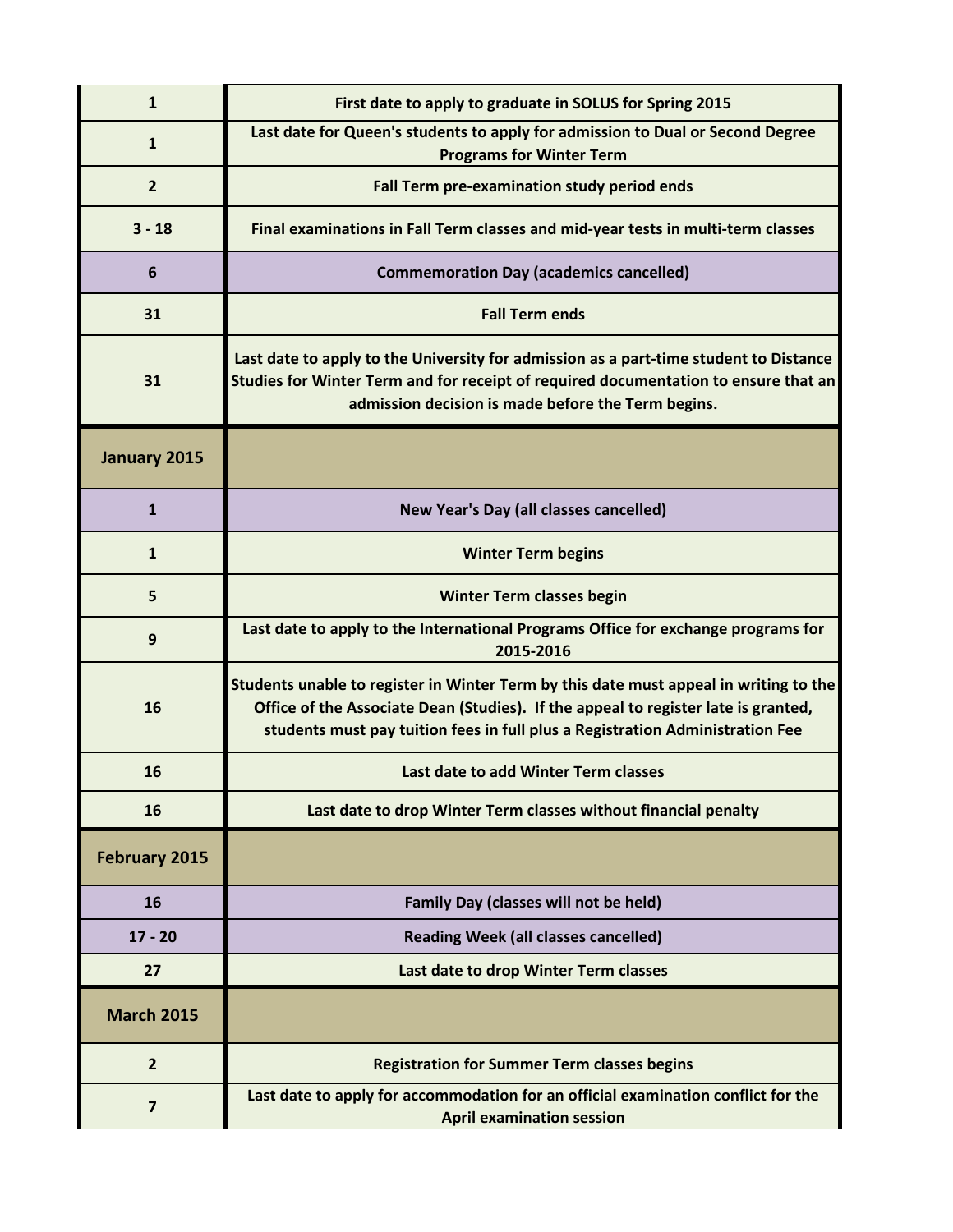| | |
|---|---|
| **1** | **First date to apply to graduate in SOLUS for Spring 2015** |
| **1** | **Last date for Queen's students to apply for admission to Dual or Second Degree Programs for Winter Term** |
| **2** | **Fall Term pre-examination study period ends** |
| **3 - 18** | **Final examinations in Fall Term classes and mid-year tests in multi-term classes** |
| **6** | **Commemoration Day (academics cancelled)** |
| **31** | **Fall Term ends** |
| **31** | **Last date to apply to the University for admission as a part-time student to Distance Studies for Winter Term and for receipt of required documentation to ensure that an admission decision is made before the Term begins.** |
| **January 2015** | |
| **1** | **New Year's Day (all classes cancelled)** |
| **1** | **Winter Term begins** |
| **5** | **Winter Term classes begin** |
| **9** | **Last date to apply to the International Programs Office for exchange programs for 2015-2016** |
| **16** | **Students unable to register in Winter Term by this date must appeal in writing to the Office of the Associate Dean (Studies). If the appeal to register late is granted, students must pay tuition fees in full plus a Registration Administration Fee** |
| **16** | **Last date to add Winter Term classes** |
| **16** | **Last date to drop Winter Term classes without financial penalty** |
| **February 2015** | |
| **16** | **Family Day (classes will not be held)** |
| **17 - 20** | **Reading Week (all classes cancelled)** |
| **27** | **Last date to drop Winter Term classes** |
| **March 2015** | |
| **2** | **Registration for Summer Term classes begins** |
| **7** | **Last date to apply for accommodation for an official examination conflict for the April examination session** |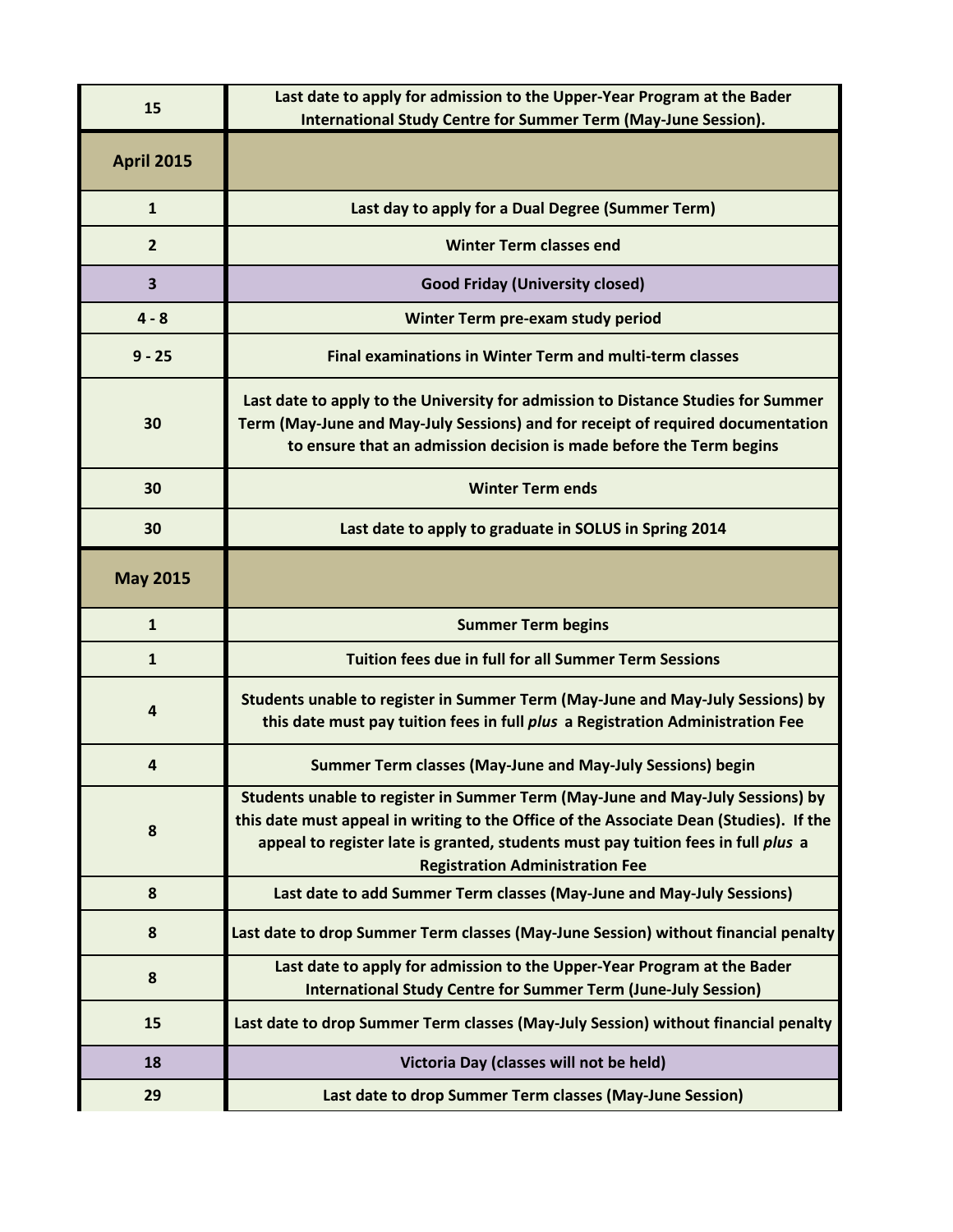| | |
|---|---|
| **15** | **Last date to apply for admission to the Upper-Year Program at the Bader International Study Centre for Summer Term (May-June Session).** |
| **April 2015** | |
| **1** | **Last day to apply for a Dual Degree (Summer Term)** |
| **2** | **Winter Term classes end** |
| **3** | **Good Friday (University closed)** |
| **4 - 8** | **Winter Term pre-exam study period** |
| **9 - 25** | **Final examinations in Winter Term and multi-term classes** |
| **30** | **Last date to apply to the University for admission to Distance Studies for Summer Term (May-June and May-July Sessions) and for receipt of required documentation to ensure that an admission decision is made before the Term begins** |
| **30** | **Winter Term ends** |
| **30** | **Last date to apply to graduate in SOLUS in Spring 2014** |
| **May 2015** | |
| **1** | **Summer Term begins** |
| **1** | **Tuition fees due in full for all Summer Term Sessions** |
| **4** | **Students unable to register in Summer Term (May-June and May-July Sessions) by this date must pay tuition fees in full *plus* a Registration Administration Fee** |
| **4** | **Summer Term classes (May-June and May-July Sessions) begin** |
| **8** | **Students unable to register in Summer Term (May-June and May-July Sessions) by this date must appeal in writing to the Office of the Associate Dean (Studies). If the appeal to register late is granted, students must pay tuition fees in full *plus* a Registration Administration Fee** |
| **8** | **Last date to add Summer Term classes (May-June and May-July Sessions)** |
| **8** | **Last date to drop Summer Term classes (May-June Session) without financial penalty** |
| **8** | **Last date to apply for admission to the Upper-Year Program at the Bader International Study Centre for Summer Term (June-July Session)** |
| **15** | **Last date to drop Summer Term classes (May-July Session) without financial penalty** |
| **18** | **Victoria Day (classes will not be held)** |
| **29** | **Last date to drop Summer Term classes (May-June Session)** |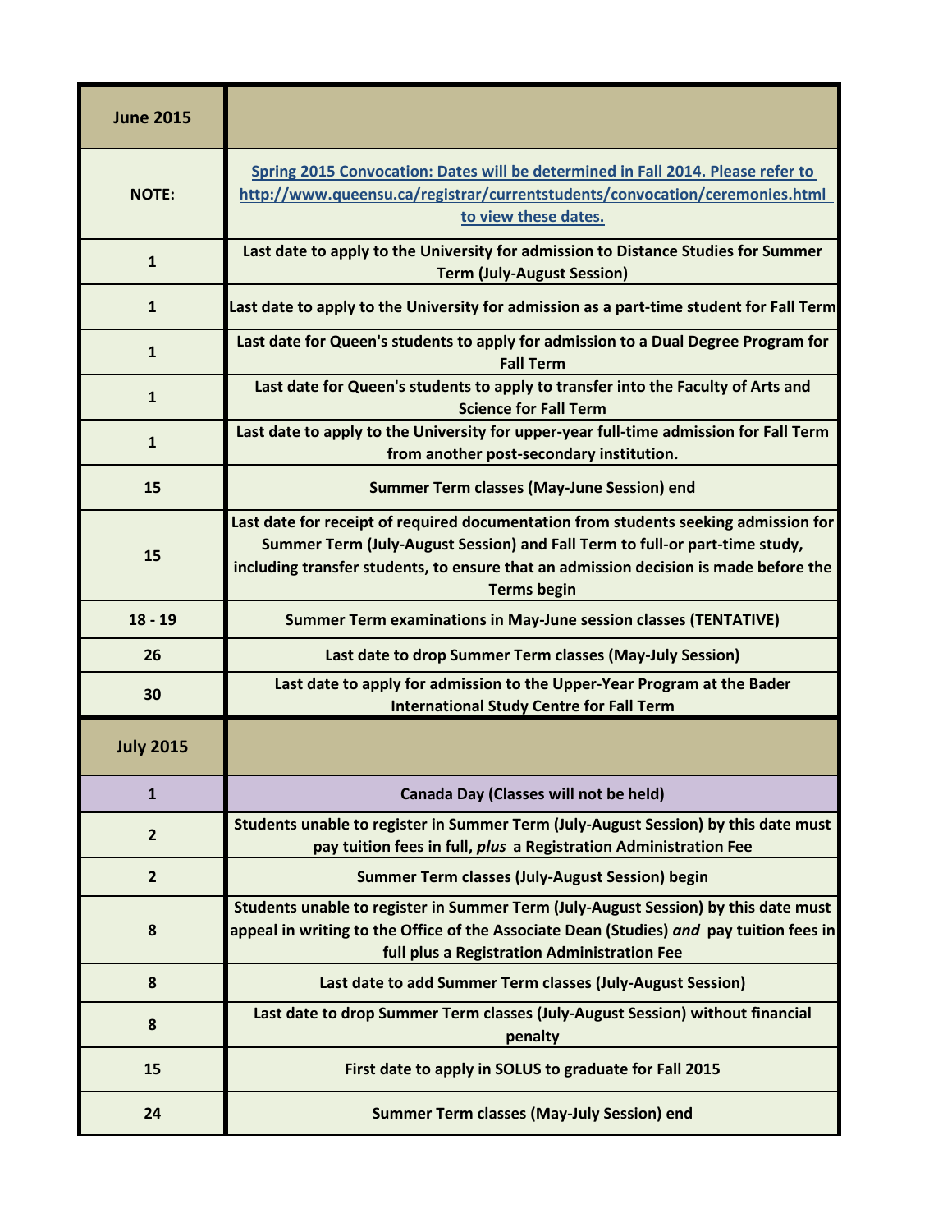| **June 2015** | |
|---|---|
| **NOTE:** | **Spring 2015 Convocation: Dates will be determined in Fall 2014. Please refer to http://www.queensu.ca/registrar/currentstudents/convocation/ceremonies.html to view these dates.** |
| **1** | **Last date to apply to the University for admission to Distance Studies for Summer Term (July-August Session)** |
| **1** | **Last date to apply to the University for admission as a part-time student for Fall Term** |
| **1** | **Last date for Queen's students to apply for admission to a Dual Degree Program for Fall Term** |
| **1** | **Last date for Queen's students to apply to transfer into the Faculty of Arts and Science for Fall Term** |
| **1** | **Last date to apply to the University for upper-year full-time admission for Fall Term from another post-secondary institution.** |
| **15** | **Summer Term classes (May-June Session) end** |
| **15** | **Last date for receipt of required documentation from students seeking admission for Summer Term (July-August Session) and Fall Term to full-or part-time study, including transfer students, to ensure that an admission decision is made before the Terms begin** |
| **18 - 19** | **Summer Term examinations in May-June session classes (TENTATIVE)** |
| **26** | **Last date to drop Summer Term classes (May-July Session)** |
| **30** | **Last date to apply for admission to the Upper-Year Program at the Bader International Study Centre for Fall Term** |
| **July 2015** | |
| **1** | **Canada Day (Classes will not be held)** |
| **2** | **Students unable to register in Summer Term (July-August Session) by this date must pay tuition fees in full, *plus* a Registration Administration Fee** |
| **2** | **Summer Term classes (July-August Session) begin** |
| **8** | **Students unable to register in Summer Term (July-August Session) by this date must appeal in writing to the Office of the Associate Dean (Studies) *and* pay tuition fees in full plus a Registration Administration Fee** |
| **8** | **Last date to add Summer Term classes (July-August Session)** |
| **8** | **Last date to drop Summer Term classes (July-August Session) without financial penalty** |
| **15** | **First date to apply in SOLUS to graduate for Fall 2015** |
| **24** | **Summer Term classes (May-July Session) end** |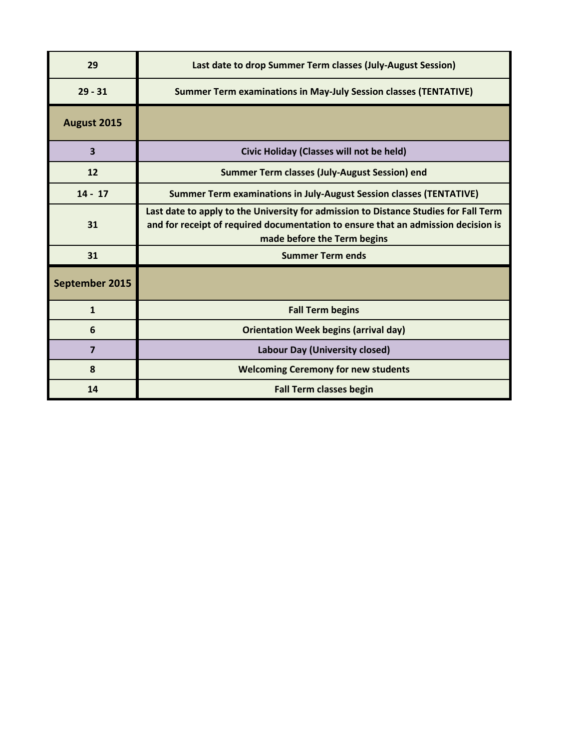| | |
|---|---|
| **29** | **Last date to drop Summer Term classes (July-August Session)** |
| **29 - 31** | **Summer Term examinations in May-July Session classes (TENTATIVE)** |
| **August 2015** | |
| **3** | **Civic Holiday (Classes will not be held)** |
| **12** | **Summer Term classes (July-August Session) end** |
| **14 - 17** | **Summer Term examinations in July-August Session classes (TENTATIVE)** |
| **31** | **Last date to apply to the University for admission to Distance Studies for Fall Term and for receipt of required documentation to ensure that an admission decision is made before the Term begins** |
| **31** | **Summer Term ends** |
| **September 2015** | |
| **1** | **Fall Term begins** |
| **6** | **Orientation Week begins (arrival day)** |
| **7** | **Labour Day (University closed)** |
| **8** | **Welcoming Ceremony for new students** |
| **14** | **Fall Term classes begin** |